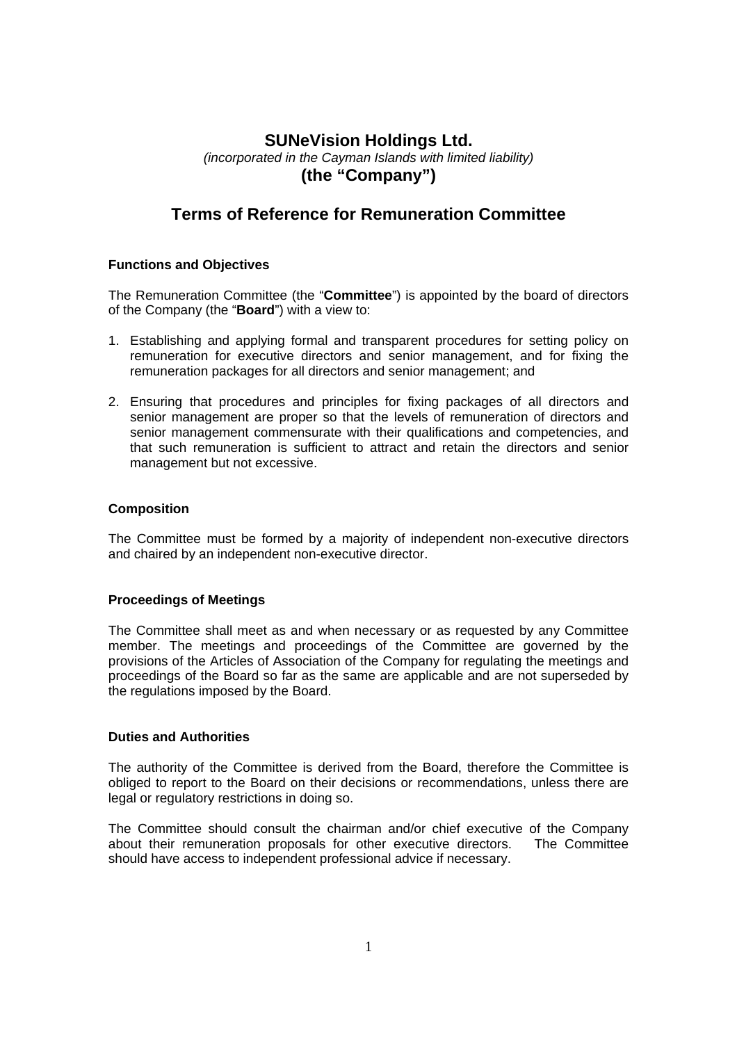# SUNeVision Holdings Ltd.

*(incorporated in the Cayman Islands with limited liability)*

**(the "Company")**

## Terms of Reference for Remuneration Committee

### Functions and Objectives

The Remuneration Committee (the "**Committee**") is appointed by the board of directors of the Company (the "**Board**") with a view to:

1. Establishing and applying formal and transparent procedures for setting policy on remuneration for executive directors and senior management, and for fixing the remuneration packages for all directors and senior management; and

2. Ensuring that procedures and principles for fixing packages of all directors and senior management are proper so that the levels of remuneration of directors and senior management commensurate with their qualifications and competencies, and that such remuneration is sufficient to attract and retain the directors and senior management but not excessive.

### Composition

The Committee must be formed by a majority of independent non-executive directors and chaired by an independent non-executive director.

### Proceedings of Meetings

The Committee shall meet as and when necessary or as requested by any Committee member. The meetings and proceedings of the Committee are governed by the provisions of the Articles of Association of the Company for regulating the meetings and proceedings of the Board so far as the same are applicable and are not superseded by the regulations imposed by the Board.

### Duties and Authorities

The authority of the Committee is derived from the Board, therefore the Committee is obliged to report to the Board on their decisions or recommendations, unless there are legal or regulatory restrictions in doing so.

The Committee should consult the chairman and/or chief executive of the Company about their remuneration proposals for other executive directors. The Committee should have access to independent professional advice if necessary.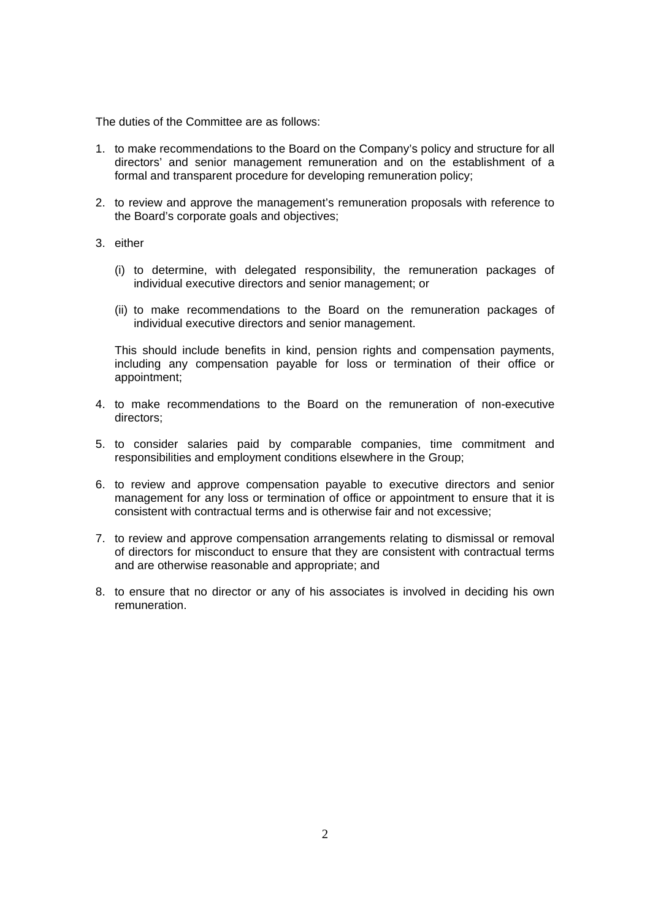The duties of the Committee are as follows:

1. to make recommendations to the Board on the Company's policy and structure for all directors' and senior management remuneration and on the establishment of a formal and transparent procedure for developing remuneration policy;

2. to review and approve the management's remuneration proposals with reference to the Board's corporate goals and objectives;

3. either

   (i) to determine, with delegated responsibility, the remuneration packages of individual executive directors and senior management; or

   (ii) to make recommendations to the Board on the remuneration packages of individual executive directors and senior management.

   This should include benefits in kind, pension rights and compensation payments, including any compensation payable for loss or termination of their office or appointment;

4. to make recommendations to the Board on the remuneration of non-executive directors;

5. to consider salaries paid by comparable companies, time commitment and responsibilities and employment conditions elsewhere in the Group;

6. to review and approve compensation payable to executive directors and senior management for any loss or termination of office or appointment to ensure that it is consistent with contractual terms and is otherwise fair and not excessive;

7. to review and approve compensation arrangements relating to dismissal or removal of directors for misconduct to ensure that they are consistent with contractual terms and are otherwise reasonable and appropriate; and

8. to ensure that no director or any of his associates is involved in deciding his own remuneration.